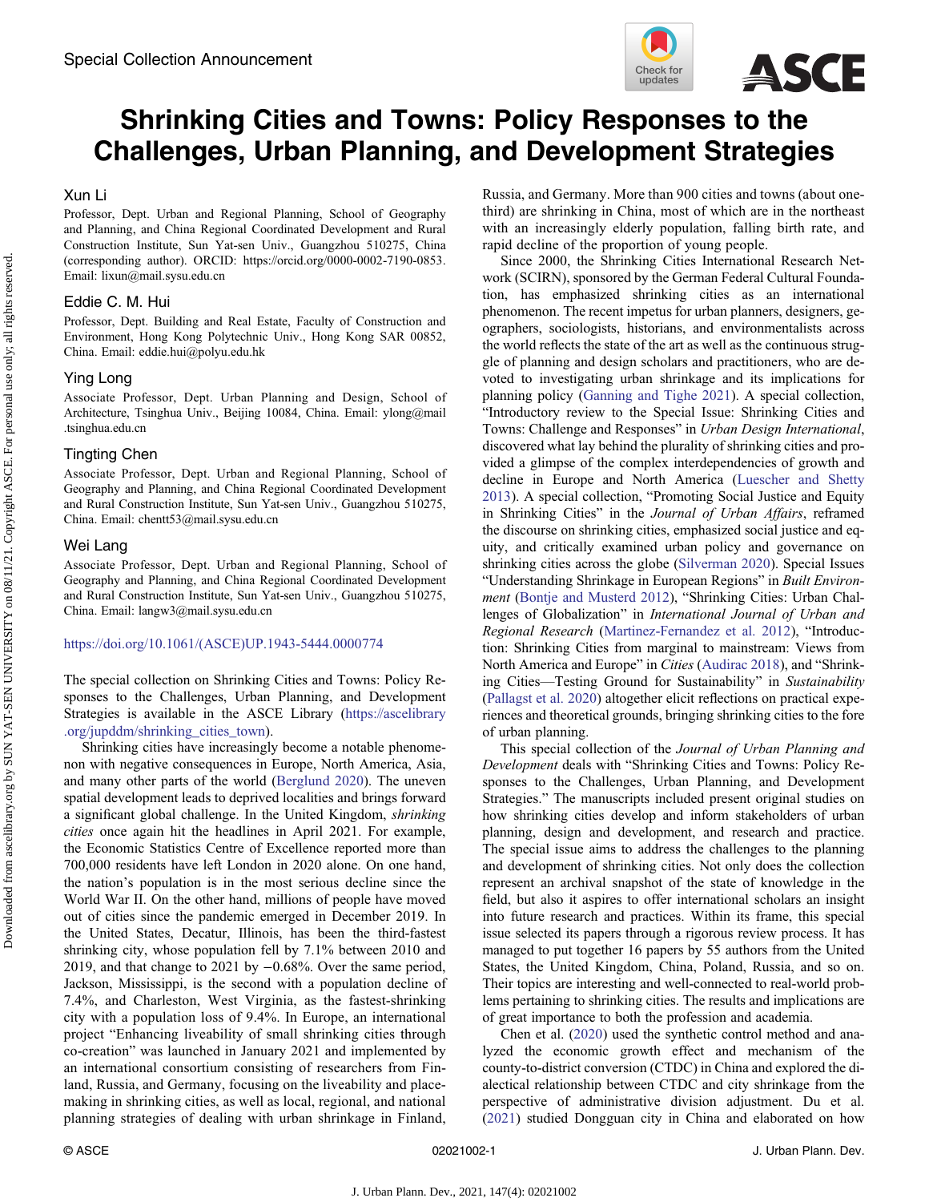Special Collection Announcement

# Shrinking Cities and Towns: Policy Responses to the Challenges, Urban Planning, and Development Strategies

**Xun Li**

Professor, Dept. Urban and Regional Planning, School of Geography and Planning, and China Regional Coordinated Development and Rural Construction Institute, Sun Yat-sen Univ., Guangzhou 510275, China (corresponding author). ORCID: https://orcid.org/0000-0002-7190-0853. Email: lixun@mail.sysu.edu.cn

**Eddie C. M. Hui**

Professor, Dept. Building and Real Estate, Faculty of Construction and Environment, Hong Kong Polytechnic Univ., Hong Kong SAR 00852, China. Email: eddie.hui@polyu.edu.hk

**Ying Long**

Associate Professor, Dept. Urban Planning and Design, School of Architecture, Tsinghua Univ., Beijing 10084, China. Email: ylong@mail.tsinghua.edu.cn

**Tingting Chen**

Associate Professor, Dept. Urban and Regional Planning, School of Geography and Planning, and China Regional Coordinated Development and Rural Construction Institute, Sun Yat-sen Univ., Guangzhou 510275, China. Email: chentt53@mail.sysu.edu.cn

**Wei Lang**

Associate Professor, Dept. Urban and Regional Planning, School of Geography and Planning, and China Regional Coordinated Development and Rural Construction Institute, Sun Yat-sen Univ., Guangzhou 510275, China. Email: langw3@mail.sysu.edu.cn

https://doi.org/10.1061/(ASCE)UP.1943-5444.0000774

The special collection on Shrinking Cities and Towns: Policy Responses to the Challenges, Urban Planning, and Development Strategies is available in the ASCE Library (https://ascelibrary.org/jupddm/shrinking_cities_town).

Shrinking cities have increasingly become a notable phenomenon with negative consequences in Europe, North America, Asia, and many other parts of the world (Berglund 2020). The uneven spatial development leads to deprived localities and brings forward a significant global challenge. In the United Kingdom, *shrinking cities* once again hit the headlines in April 2021. For example, the Economic Statistics Centre of Excellence reported more than 700,000 residents have left London in 2020 alone. On one hand, the nation's population is in the most serious decline since the World War II. On the other hand, millions of people have moved out of cities since the pandemic emerged in December 2019. In the United States, Decatur, Illinois, has been the third-fastest shrinking city, whose population fell by 7.1% between 2010 and 2019, and that change to 2021 by −0.68%. Over the same period, Jackson, Mississippi, is the second with a population decline of 7.4%, and Charleston, West Virginia, as the fastest-shrinking city with a population loss of 9.4%. In Europe, an international project "Enhancing liveability of small shrinking cities through co-creation" was launched in January 2021 and implemented by an international consortium consisting of researchers from Finland, Russia, and Germany, focusing on the liveability and placemaking in shrinking cities, as well as local, regional, and national planning strategies of dealing with urban shrinkage in Finland, Russia, and Germany. More than 900 cities and towns (about one-third) are shrinking in China, most of which are in the northeast with an increasingly elderly population, falling birth rate, and rapid decline of the proportion of young people.

Since 2000, the Shrinking Cities International Research Network (SCIRN), sponsored by the German Federal Cultural Foundation, has emphasized shrinking cities as an international phenomenon. The recent impetus for urban planners, designers, geographers, sociologists, historians, and environmentalists across the world reflects the state of the art as well as the continuous struggle of planning and design scholars and practitioners, who are devoted to investigating urban shrinkage and its implications for planning policy (Ganning and Tighe 2021). A special collection, "Introductory review to the Special Issue: Shrinking Cities and Towns: Challenge and Responses" in *Urban Design International*, discovered what lay behind the plurality of shrinking cities and provided a glimpse of the complex interdependencies of growth and decline in Europe and North America (Luescher and Shetty 2013). A special collection, "Promoting Social Justice and Equity in Shrinking Cities" in the *Journal of Urban Affairs*, reframed the discourse on shrinking cities, emphasized social justice and equity, and critically examined urban policy and governance on shrinking cities across the globe (Silverman 2020). Special Issues "Understanding Shrinkage in European Regions" in *Built Environment* (Bontje and Musterd 2012), "Shrinking Cities: Urban Challenges of Globalization" in *International Journal of Urban and Regional Research* (Martinez-Fernandez et al. 2012), "Introduction: Shrinking Cities from marginal to mainstream: Views from North America and Europe" in *Cities* (Audirac 2018), and "Shrinking Cities—Testing Ground for Sustainability" in *Sustainability* (Pallagst et al. 2020) altogether elicit reflections on practical experiences and theoretical grounds, bringing shrinking cities to the fore of urban planning.

This special collection of the *Journal of Urban Planning and Development* deals with "Shrinking Cities and Towns: Policy Responses to the Challenges, Urban Planning, and Development Strategies." The manuscripts included present original studies on how shrinking cities develop and inform stakeholders of urban planning, design and development, and research and practice. The special issue aims to address the challenges to the planning and development of shrinking cities. Not only does the collection represent an archival snapshot of the state of knowledge in the field, but also it aspires to offer international scholars an insight into future research and practices. Within its frame, this special issue selected its papers through a rigorous review process. It has managed to put together 16 papers by 55 authors from the United States, the United Kingdom, China, Poland, Russia, and so on. Their topics are interesting and well-connected to real-world problems pertaining to shrinking cities. The results and implications are of great importance to both the profession and academia.

Chen et al. (2020) used the synthetic control method and analyzed the economic growth effect and mechanism of the county-to-district conversion (CTDC) in China and explored the dialectical relationship between CTDC and city shrinkage from the perspective of administrative division adjustment. Du et al. (2021) studied Dongguan city in China and elaborated on how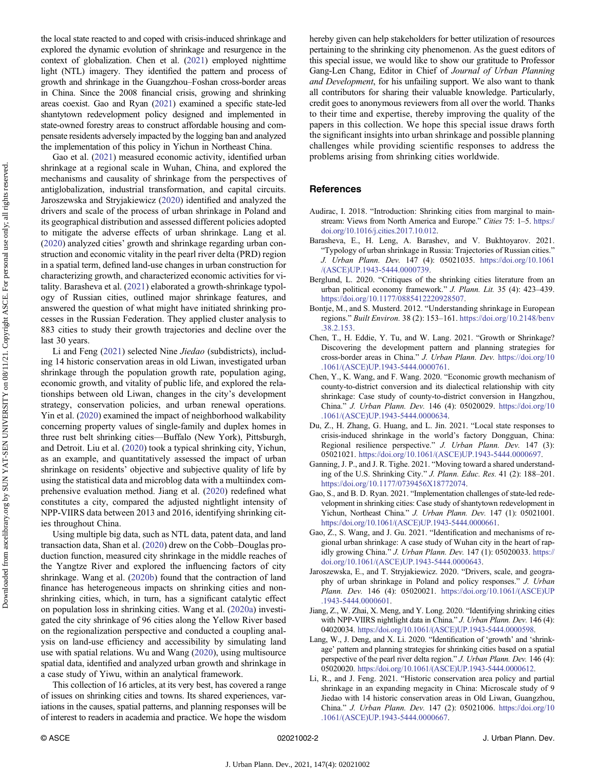the local state reacted to and coped with crisis-induced shrinkage and explored the dynamic evolution of shrinkage and resurgence in the context of globalization. Chen et al. (2021) employed nighttime light (NTL) imagery. They identified the pattern and process of growth and shrinkage in the Guangzhou–Foshan cross-border areas in China. Since the 2008 financial crisis, growing and shrinking areas coexist. Gao and Ryan (2021) examined a specific state-led shantytown redevelopment policy designed and implemented in state-owned forestry areas to construct affordable housing and compensate residents adversely impacted by the logging ban and analyzed the implementation of this policy in Yichun in Northeast China.

Gao et al. (2021) measured economic activity, identified urban shrinkage at a regional scale in Wuhan, China, and explored the mechanisms and causality of shrinkage from the perspectives of antiglobalization, industrial transformation, and capital circuits. Jaroszewska and Stryjakiewicz (2020) identified and analyzed the drivers and scale of the process of urban shrinkage in Poland and its geographical distribution and assessed different policies adopted to mitigate the adverse effects of urban shrinkage. Lang et al. (2020) analyzed cities' growth and shrinkage regarding urban construction and economic vitality in the pearl river delta (PRD) region in a spatial term, defined land-use changes in urban construction for characterizing growth, and characterized economic activities for vitality. Barasheva et al. (2021) elaborated a growth-shrinkage typology of Russian cities, outlined major shrinkage features, and answered the question of what might have initiated shrinking processes in the Russian Federation. They applied cluster analysis to 883 cities to study their growth trajectories and decline over the last 30 years.

Li and Feng (2021) selected Nine *Jiedao* (subdistricts), including 14 historic conservation areas in old Liwan, investigated urban shrinkage through the population growth rate, population aging, economic growth, and vitality of public life, and explored the relationships between old Liwan, changes in the city's development strategy, conservation policies, and urban renewal operations. Yin et al. (2020) examined the impact of neighborhood walkability concerning property values of single-family and duplex homes in three rust belt shrinking cities—Buffalo (New York), Pittsburgh, and Detroit. Liu et al. (2020) took a typical shrinking city, Yichun, as an example, and quantitatively assessed the impact of urban shrinkage on residents' objective and subjective quality of life by using the statistical data and microblog data with a multiindex comprehensive evaluation method. Jiang et al. (2020) redefined what constitutes a city, compared the adjusted nightlight intensity of NPP-VIIRS data between 2013 and 2016, identifying shrinking cities throughout China.

Using multiple big data, such as NTL data, patent data, and land transaction data, Shan et al. (2020) drew on the Cobb–Douglas production function, measured city shrinkage in the middle reaches of the Yangtze River and explored the influencing factors of city shrinkage. Wang et al. (2020b) found that the contraction of land finance has heterogeneous impacts on shrinking cities and nonshrinking cities, which, in turn, has a significant catalytic effect on population loss in shrinking cities. Wang et al. (2020a) investigated the city shrinkage of 96 cities along the Yellow River based on the regionalization perspective and conducted a coupling analysis on land-use efficiency and accessibility by simulating land use with spatial relations. Wu and Wang (2020), using multisource spatial data, identified and analyzed urban growth and shrinkage in a case study of Yiwu, within an analytical framework.

This collection of 16 articles, at its very best, has covered a range of issues on shrinking cities and towns. Its shared experiences, variations in the causes, spatial patterns, and planning responses will be of interest to readers in academia and practice. We hope the wisdom hereby given can help stakeholders for better utilization of resources pertaining to the shrinking city phenomenon. As the guest editors of this special issue, we would like to show our gratitude to Professor Gang-Len Chang, Editor in Chief of *Journal of Urban Planning and Development*, for his unfailing support. We also want to thank all contributors for sharing their valuable knowledge. Particularly, credit goes to anonymous reviewers from all over the world. Thanks to their time and expertise, thereby improving the quality of the papers in this collection. We hope this special issue draws forth the significant insights into urban shrinkage and possible planning challenges while providing scientific responses to address the problems arising from shrinking cities worldwide.

## References

Audirac, I. 2018. "Introduction: Shrinking cities from marginal to mainstream: Views from North America and Europe." *Cities* 75: 1–5. https://doi.org/10.1016/j.cities.2017.10.012.

Barasheva, E., H. Leng, A. Barashev, and V. Bukhtoyarov. 2021. "Typology of urban shrinkage in Russia: Trajectories of Russian cities." *J. Urban Plann. Dev.* 147 (4): 05021035. https://doi.org/10.1061/(ASCE)UP.1943-5444.0000739.

Berglund, L. 2020. "Critiques of the shrinking cities literature from an urban political economy framework." *J. Plann. Lit.* 35 (4): 423–439. https://doi.org/10.1177/0885412220928507.

Bontje, M., and S. Musterd. 2012. "Understanding shrinkage in European regions." *Built Environ.* 38 (2): 153–161. https://doi.org/10.2148/benv.38.2.153.

Chen, T., H. Eddie, Y. Tu, and W. Lang. 2021. "Growth or Shrinkage? Discovering the development pattern and planning strategies for cross-border areas in China." *J. Urban Plann. Dev.* https://doi.org/10.1061/(ASCE)UP.1943-5444.0000761.

Chen, Y., K. Wang, and F. Wang. 2020. "Economic growth mechanism of county-to-district conversion and its dialectical relationship with city shrinkage: Case study of county-to-district conversion in Hangzhou, China." *J. Urban Plann. Dev.* 146 (4): 05020029. https://doi.org/10.1061/(ASCE)UP.1943-5444.0000634.

Du, Z., H. Zhang, G. Huang, and L. Jin. 2021. "Local state responses to crisis-induced shrinkage in the world's factory Dongguan, China: Regional resilience perspective." *J. Urban Plann. Dev.* 147 (3): 05021021. https://doi.org/10.1061/(ASCE)UP.1943-5444.0000697.

Ganning, J. P., and J. R. Tighe. 2021. "Moving toward a shared understanding of the U.S. Shrinking City." *J. Plann. Educ. Res.* 41 (2): 188–201. https://doi.org/10.1177/0739456X18772074.

Gao, S., and B. D. Ryan. 2021. "Implementation challenges of state-led redevelopment in shrinking cities: Case study of shantytown redevelopment in Yichun, Northeast China." *J. Urban Plann. Dev.* 147 (1): 05021001. https://doi.org/10.1061/(ASCE)UP.1943-5444.0000661.

Gao, Z., S. Wang, and J. Gu. 2021. "Identification and mechanisms of regional urban shrinkage: A case study of Wuhan city in the heart of rapidly growing China." *J. Urban Plann. Dev.* 147 (1): 05020033. https://doi.org/10.1061/(ASCE)UP.1943-5444.0000643.

Jaroszewska, E., and T. Stryjakiewicz. 2020. "Drivers, scale, and geography of urban shrinkage in Poland and policy responses." *J. Urban Plann. Dev.* 146 (4): 05020021. https://doi.org/10.1061/(ASCE)UP.1943-5444.0000601.

Jiang, Z., W. Zhai, X. Meng, and Y. Long. 2020. "Identifying shrinking cities with NPP-VIIRS nightlight data in China." *J. Urban Plann. Dev.* 146 (4): 04020034. https://doi.org/10.1061/(ASCE)UP.1943-5444.0000598.

Lang, W., J. Deng, and X. Li. 2020. "Identification of 'growth' and 'shrinkage' pattern and planning strategies for shrinking cities based on a spatial perspective of the pearl river delta region." *J. Urban Plann. Dev.* 146 (4): 05020020. https://doi.org/10.1061/(ASCE)UP.1943-5444.0000612.

Li, R., and J. Feng. 2021. "Historic conservation area policy and partial shrinkage in an expanding megacity in China: Microscale study of 9 Jiedao with 14 historic conservation areas in Old Liwan, Guangzhou, China." *J. Urban Plann. Dev.* 147 (2): 05021006. https://doi.org/10.1061/(ASCE)UP.1943-5444.0000667.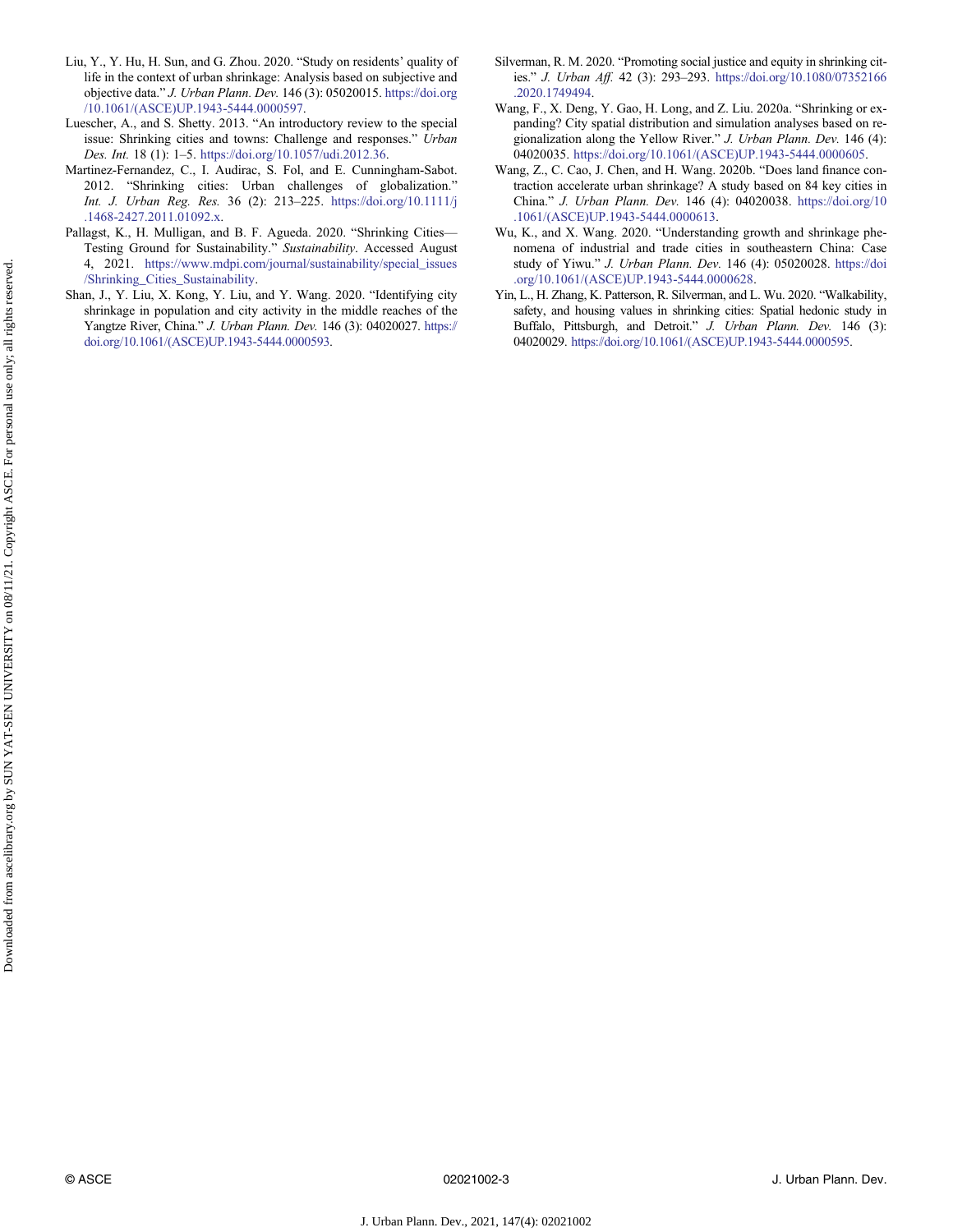Liu, Y., Y. Hu, H. Sun, and G. Zhou. 2020. "Study on residents' quality of life in the context of urban shrinkage: Analysis based on subjective and objective data." *J. Urban Plann. Dev.* 146 (3): 05020015. https://doi.org/10.1061/(ASCE)UP.1943-5444.0000597.

Luescher, A., and S. Shetty. 2013. "An introductory review to the special issue: Shrinking cities and towns: Challenge and responses." *Urban Des. Int.* 18 (1): 1–5. https://doi.org/10.1057/udi.2012.36.

Martinez-Fernandez, C., I. Audirac, S. Fol, and E. Cunningham-Sabot. 2012. "Shrinking cities: Urban challenges of globalization." *Int. J. Urban Reg. Res.* 36 (2): 213–225. https://doi.org/10.1111/j.1468-2427.2011.01092.x.

Pallagst, K., H. Mulligan, and B. F. Agueda. 2020. "Shrinking Cities—Testing Ground for Sustainability." *Sustainability*. Accessed August 4, 2021. https://www.mdpi.com/journal/sustainability/special_issues/Shrinking_Cities_Sustainability.

Shan, J., Y. Liu, X. Kong, Y. Liu, and Y. Wang. 2020. "Identifying city shrinkage in population and city activity in the middle reaches of the Yangtze River, China." *J. Urban Plann. Dev.* 146 (3): 04020027. https://doi.org/10.1061/(ASCE)UP.1943-5444.0000593.

Silverman, R. M. 2020. "Promoting social justice and equity in shrinking cities." *J. Urban Aff.* 42 (3): 293–293. https://doi.org/10.1080/07352166.2020.1749494.

Wang, F., X. Deng, Y. Gao, H. Long, and Z. Liu. 2020a. "Shrinking or expanding? City spatial distribution and simulation analyses based on regionalization along the Yellow River." *J. Urban Plann. Dev.* 146 (4): 04020035. https://doi.org/10.1061/(ASCE)UP.1943-5444.0000605.

Wang, Z., C. Cao, J. Chen, and H. Wang. 2020b. "Does land finance contraction accelerate urban shrinkage? A study based on 84 key cities in China." *J. Urban Plann. Dev.* 146 (4): 04020038. https://doi.org/10.1061/(ASCE)UP.1943-5444.0000613.

Wu, K., and X. Wang. 2020. "Understanding growth and shrinkage phenomena of industrial and trade cities in southeastern China: Case study of Yiwu." *J. Urban Plann. Dev.* 146 (4): 05020028. https://doi.org/10.1061/(ASCE)UP.1943-5444.0000628.

Yin, L., H. Zhang, K. Patterson, R. Silverman, and L. Wu. 2020. "Walkability, safety, and housing values in shrinking cities: Spatial hedonic study in Buffalo, Pittsburgh, and Detroit." *J. Urban Plann. Dev.* 146 (3): 04020029. https://doi.org/10.1061/(ASCE)UP.1943-5444.0000595.